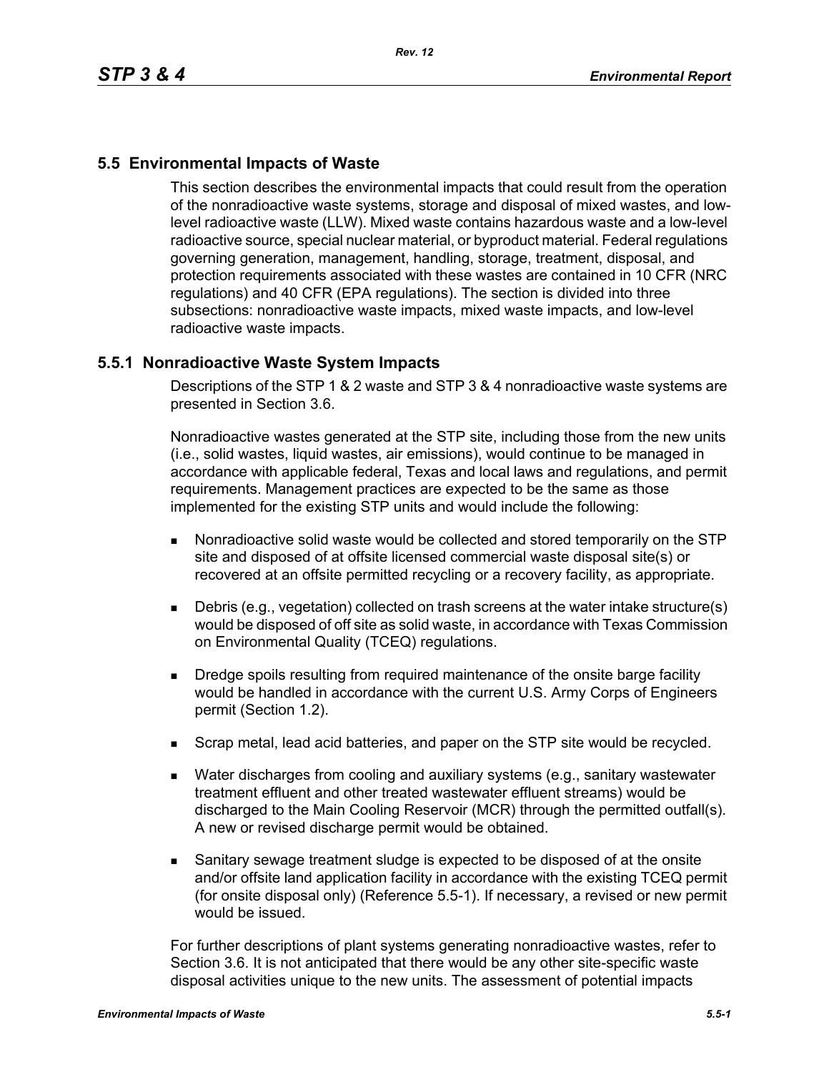## 5.5 Environmental Impacts of Waste

This section describes the environmental impacts that could result from the operation of the nonradioactive waste systems, storage and disposal of mixed wastes, and low-level radioactive waste (LLW). Mixed waste contains hazardous waste and a low-level radioactive source, special nuclear material, or byproduct material. Federal regulations governing generation, management, handling, storage, treatment, disposal, and protection requirements associated with these wastes are contained in 10 CFR (NRC regulations) and 40 CFR (EPA regulations). The section is divided into three subsections: nonradioactive waste impacts, mixed waste impacts, and low-level radioactive waste impacts.

### 5.5.1 Nonradioactive Waste System Impacts

Descriptions of the STP 1 & 2 waste and STP 3 & 4 nonradioactive waste systems are presented in Section 3.6.

Nonradioactive wastes generated at the STP site, including those from the new units (i.e., solid wastes, liquid wastes, air emissions), would continue to be managed in accordance with applicable federal, Texas and local laws and regulations, and permit requirements. Management practices are expected to be the same as those implemented for the existing STP units and would include the following:

- Nonradioactive solid waste would be collected and stored temporarily on the STP site and disposed of at offsite licensed commercial waste disposal site(s) or recovered at an offsite permitted recycling or a recovery facility, as appropriate.
- Debris (e.g., vegetation) collected on trash screens at the water intake structure(s) would be disposed of off site as solid waste, in accordance with Texas Commission on Environmental Quality (TCEQ) regulations.
- Dredge spoils resulting from required maintenance of the onsite barge facility would be handled in accordance with the current U.S. Army Corps of Engineers permit (Section 1.2).
- Scrap metal, lead acid batteries, and paper on the STP site would be recycled.
- Water discharges from cooling and auxiliary systems (e.g., sanitary wastewater treatment effluent and other treated wastewater effluent streams) would be discharged to the Main Cooling Reservoir (MCR) through the permitted outfall(s). A new or revised discharge permit would be obtained.
- Sanitary sewage treatment sludge is expected to be disposed of at the onsite and/or offsite land application facility in accordance with the existing TCEQ permit (for onsite disposal only) (Reference 5.5-1). If necessary, a revised or new permit would be issued.

For further descriptions of plant systems generating nonradioactive wastes, refer to Section 3.6. It is not anticipated that there would be any other site-specific waste disposal activities unique to the new units. The assessment of potential impacts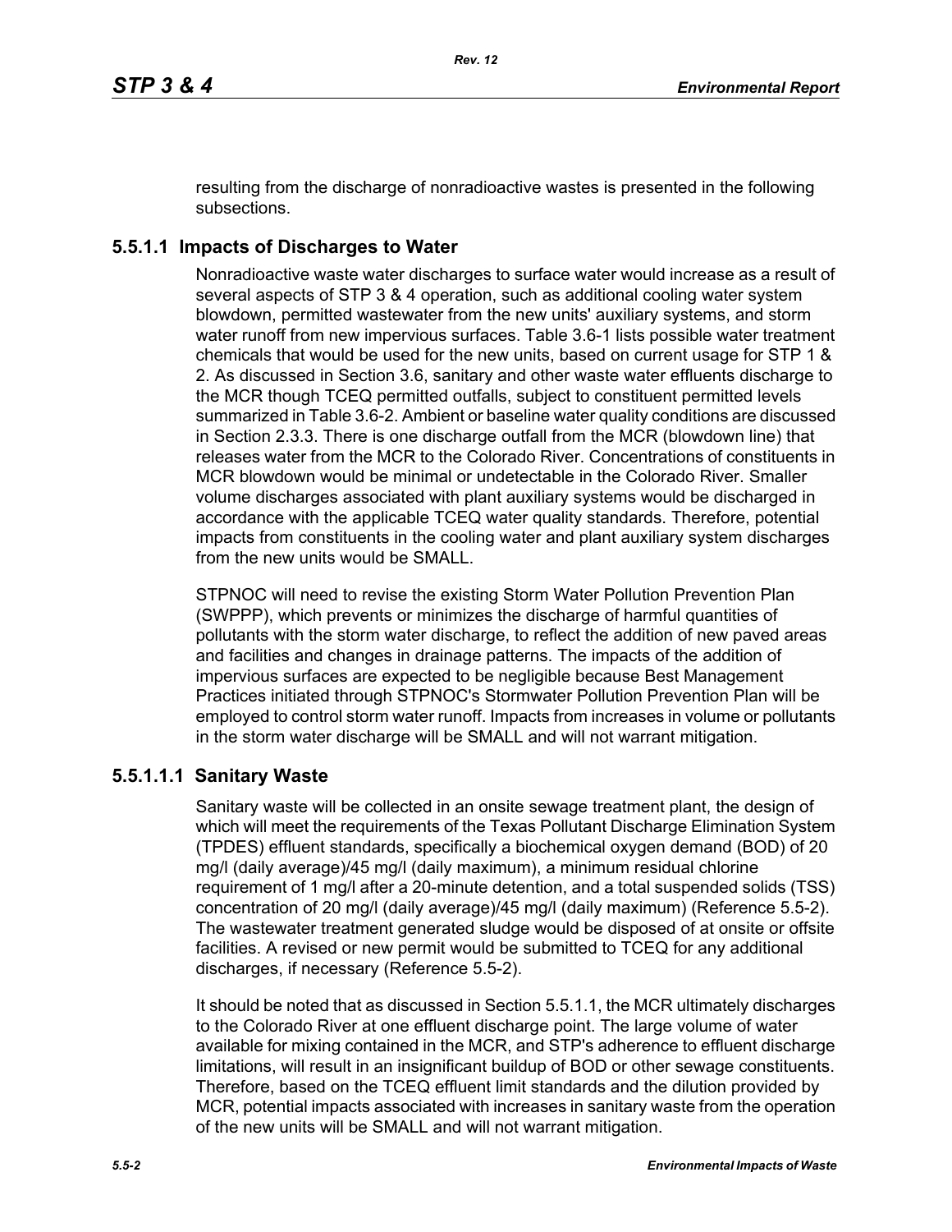resulting from the discharge of nonradioactive wastes is presented in the following subsections.

### 5.5.1.1 Impacts of Discharges to Water

Nonradioactive waste water discharges to surface water would increase as a result of several aspects of STP 3 & 4 operation, such as additional cooling water system blowdown, permitted wastewater from the new units' auxiliary systems, and storm water runoff from new impervious surfaces. Table 3.6-1 lists possible water treatment chemicals that would be used for the new units, based on current usage for STP 1 & 2. As discussed in Section 3.6, sanitary and other waste water effluents discharge to the MCR though TCEQ permitted outfalls, subject to constituent permitted levels summarized in Table 3.6-2. Ambient or baseline water quality conditions are discussed in Section 2.3.3. There is one discharge outfall from the MCR (blowdown line) that releases water from the MCR to the Colorado River. Concentrations of constituents in MCR blowdown would be minimal or undetectable in the Colorado River. Smaller volume discharges associated with plant auxiliary systems would be discharged in accordance with the applicable TCEQ water quality standards. Therefore, potential impacts from constituents in the cooling water and plant auxiliary system discharges from the new units would be SMALL.

STPNOC will need to revise the existing Storm Water Pollution Prevention Plan (SWPPP), which prevents or minimizes the discharge of harmful quantities of pollutants with the storm water discharge, to reflect the addition of new paved areas and facilities and changes in drainage patterns. The impacts of the addition of impervious surfaces are expected to be negligible because Best Management Practices initiated through STPNOC's Stormwater Pollution Prevention Plan will be employed to control storm water runoff. Impacts from increases in volume or pollutants in the storm water discharge will be SMALL and will not warrant mitigation.

#### 5.5.1.1.1 Sanitary Waste

Sanitary waste will be collected in an onsite sewage treatment plant, the design of which will meet the requirements of the Texas Pollutant Discharge Elimination System (TPDES) effluent standards, specifically a biochemical oxygen demand (BOD) of 20 mg/l (daily average)/45 mg/l (daily maximum), a minimum residual chlorine requirement of 1 mg/l after a 20-minute detention, and a total suspended solids (TSS) concentration of 20 mg/l (daily average)/45 mg/l (daily maximum) (Reference 5.5-2). The wastewater treatment generated sludge would be disposed of at onsite or offsite facilities. A revised or new permit would be submitted to TCEQ for any additional discharges, if necessary (Reference 5.5-2).

It should be noted that as discussed in Section 5.5.1.1, the MCR ultimately discharges to the Colorado River at one effluent discharge point. The large volume of water available for mixing contained in the MCR, and STP's adherence to effluent discharge limitations, will result in an insignificant buildup of BOD or other sewage constituents. Therefore, based on the TCEQ effluent limit standards and the dilution provided by MCR, potential impacts associated with increases in sanitary waste from the operation of the new units will be SMALL and will not warrant mitigation.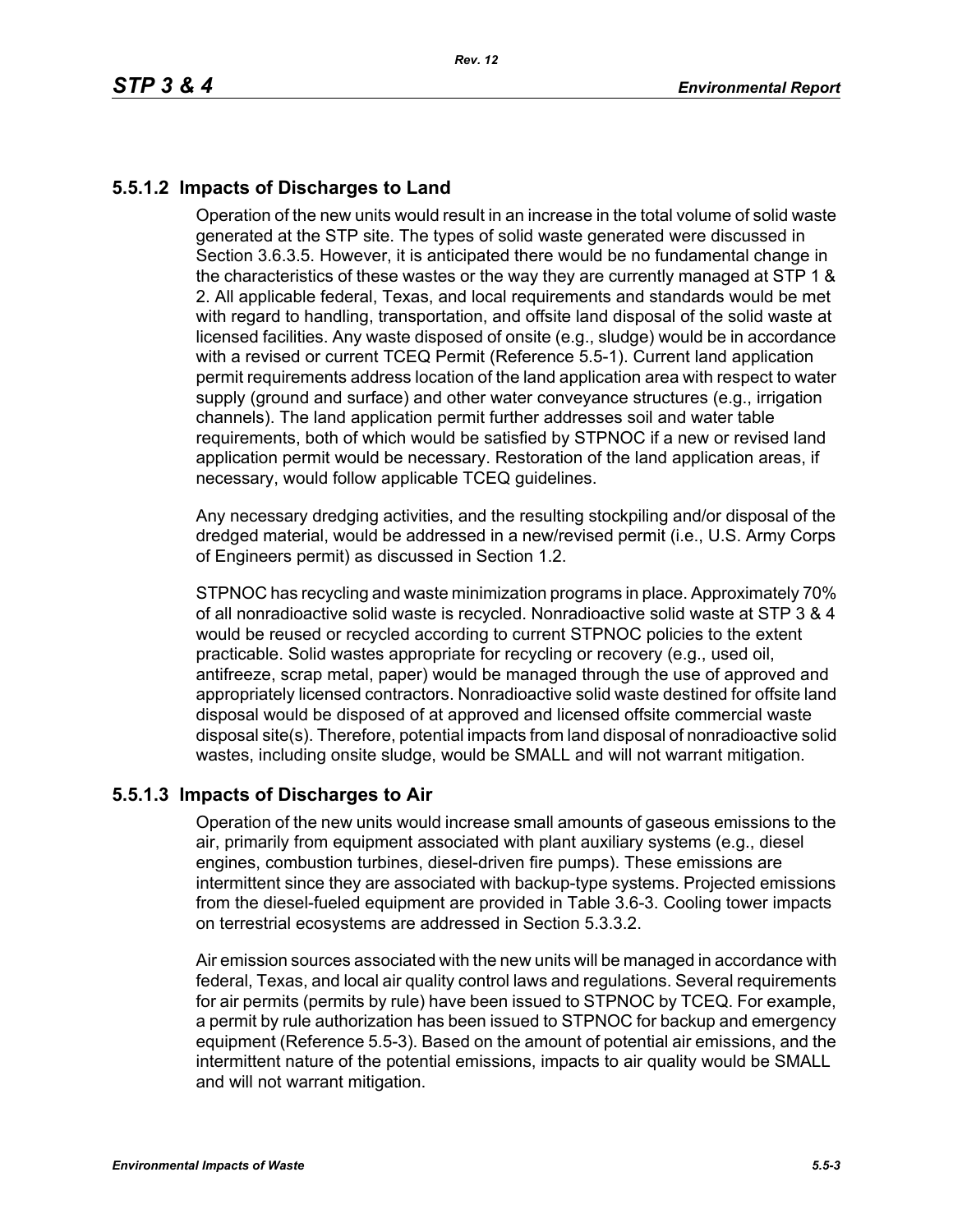### 5.5.1.2 Impacts of Discharges to Land

Operation of the new units would result in an increase in the total volume of solid waste generated at the STP site. The types of solid waste generated were discussed in Section 3.6.3.5. However, it is anticipated there would be no fundamental change in the characteristics of these wastes or the way they are currently managed at STP 1 & 2. All applicable federal, Texas, and local requirements and standards would be met with regard to handling, transportation, and offsite land disposal of the solid waste at licensed facilities. Any waste disposed of onsite (e.g., sludge) would be in accordance with a revised or current TCEQ Permit (Reference 5.5-1). Current land application permit requirements address location of the land application area with respect to water supply (ground and surface) and other water conveyance structures (e.g., irrigation channels). The land application permit further addresses soil and water table requirements, both of which would be satisfied by STPNOC if a new or revised land application permit would be necessary. Restoration of the land application areas, if necessary, would follow applicable TCEQ guidelines.

Any necessary dredging activities, and the resulting stockpiling and/or disposal of the dredged material, would be addressed in a new/revised permit (i.e., U.S. Army Corps of Engineers permit) as discussed in Section 1.2.

STPNOC has recycling and waste minimization programs in place. Approximately 70% of all nonradioactive solid waste is recycled. Nonradioactive solid waste at STP 3 & 4 would be reused or recycled according to current STPNOC policies to the extent practicable. Solid wastes appropriate for recycling or recovery (e.g., used oil, antifreeze, scrap metal, paper) would be managed through the use of approved and appropriately licensed contractors. Nonradioactive solid waste destined for offsite land disposal would be disposed of at approved and licensed offsite commercial waste disposal site(s). Therefore, potential impacts from land disposal of nonradioactive solid wastes, including onsite sludge, would be SMALL and will not warrant mitigation.

### 5.5.1.3 Impacts of Discharges to Air

Operation of the new units would increase small amounts of gaseous emissions to the air, primarily from equipment associated with plant auxiliary systems (e.g., diesel engines, combustion turbines, diesel-driven fire pumps). These emissions are intermittent since they are associated with backup-type systems. Projected emissions from the diesel-fueled equipment are provided in Table 3.6-3. Cooling tower impacts on terrestrial ecosystems are addressed in Section 5.3.3.2.

Air emission sources associated with the new units will be managed in accordance with federal, Texas, and local air quality control laws and regulations. Several requirements for air permits (permits by rule) have been issued to STPNOC by TCEQ. For example, a permit by rule authorization has been issued to STPNOC for backup and emergency equipment (Reference 5.5-3). Based on the amount of potential air emissions, and the intermittent nature of the potential emissions, impacts to air quality would be SMALL and will not warrant mitigation.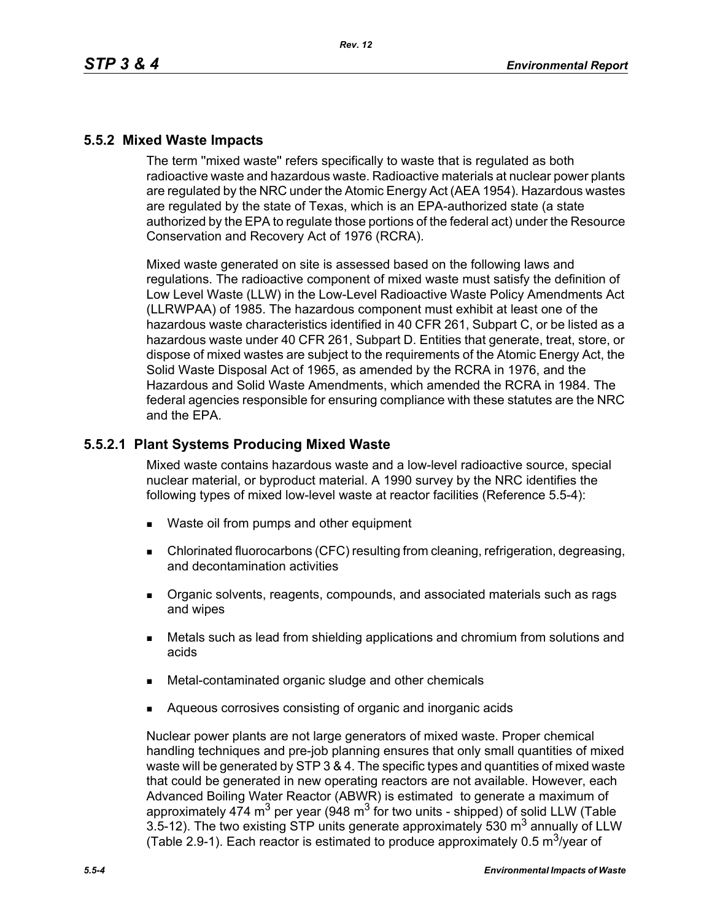## 5.5.2 Mixed Waste Impacts

The term "mixed waste" refers specifically to waste that is regulated as both radioactive waste and hazardous waste. Radioactive materials at nuclear power plants are regulated by the NRC under the Atomic Energy Act (AEA 1954). Hazardous wastes are regulated by the state of Texas, which is an EPA-authorized state (a state authorized by the EPA to regulate those portions of the federal act) under the Resource Conservation and Recovery Act of 1976 (RCRA).

Mixed waste generated on site is assessed based on the following laws and regulations. The radioactive component of mixed waste must satisfy the definition of Low Level Waste (LLW) in the Low-Level Radioactive Waste Policy Amendments Act (LLRWPAA) of 1985. The hazardous component must exhibit at least one of the hazardous waste characteristics identified in 40 CFR 261, Subpart C, or be listed as a hazardous waste under 40 CFR 261, Subpart D. Entities that generate, treat, store, or dispose of mixed wastes are subject to the requirements of the Atomic Energy Act, the Solid Waste Disposal Act of 1965, as amended by the RCRA in 1976, and the Hazardous and Solid Waste Amendments, which amended the RCRA in 1984. The federal agencies responsible for ensuring compliance with these statutes are the NRC and the EPA.

### 5.5.2.1 Plant Systems Producing Mixed Waste

Mixed waste contains hazardous waste and a low-level radioactive source, special nuclear material, or byproduct material. A 1990 survey by the NRC identifies the following types of mixed low-level waste at reactor facilities (Reference 5.5-4):

- Waste oil from pumps and other equipment
- Chlorinated fluorocarbons (CFC) resulting from cleaning, refrigeration, degreasing, and decontamination activities
- Organic solvents, reagents, compounds, and associated materials such as rags and wipes
- Metals such as lead from shielding applications and chromium from solutions and acids
- Metal-contaminated organic sludge and other chemicals
- Aqueous corrosives consisting of organic and inorganic acids

Nuclear power plants are not large generators of mixed waste. Proper chemical handling techniques and pre-job planning ensures that only small quantities of mixed waste will be generated by STP 3 & 4. The specific types and quantities of mixed waste that could be generated in new operating reactors are not available. However, each Advanced Boiling Water Reactor (ABWR) is estimated to generate a maximum of approximately 474 $m^3$ per year (948 $m^3$ for two units - shipped) of solid LLW (Table 3.5-12). The two existing STP units generate approximately 530 $m^3$ annually of LLW (Table 2.9-1). Each reactor is estimated to produce approximately 0.5 $m^3$/year of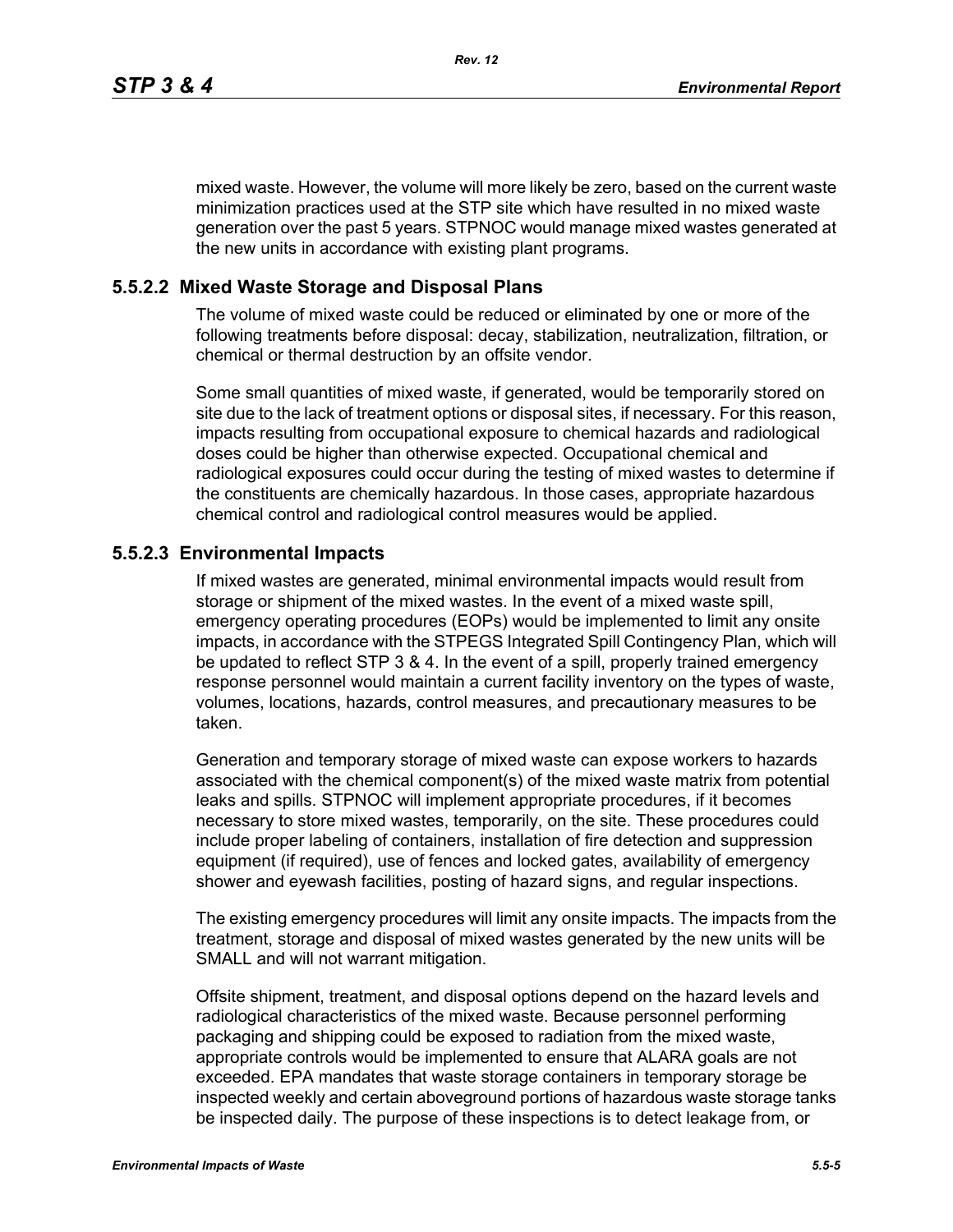mixed waste. However, the volume will more likely be zero, based on the current waste minimization practices used at the STP site which have resulted in no mixed waste generation over the past 5 years. STPNOC would manage mixed wastes generated at the new units in accordance with existing plant programs.

### 5.5.2.2 Mixed Waste Storage and Disposal Plans

The volume of mixed waste could be reduced or eliminated by one or more of the following treatments before disposal: decay, stabilization, neutralization, filtration, or chemical or thermal destruction by an offsite vendor.

Some small quantities of mixed waste, if generated, would be temporarily stored on site due to the lack of treatment options or disposal sites, if necessary. For this reason, impacts resulting from occupational exposure to chemical hazards and radiological doses could be higher than otherwise expected. Occupational chemical and radiological exposures could occur during the testing of mixed wastes to determine if the constituents are chemically hazardous. In those cases, appropriate hazardous chemical control and radiological control measures would be applied.

### 5.5.2.3 Environmental Impacts

If mixed wastes are generated, minimal environmental impacts would result from storage or shipment of the mixed wastes. In the event of a mixed waste spill, emergency operating procedures (EOPs) would be implemented to limit any onsite impacts, in accordance with the STPEGS Integrated Spill Contingency Plan, which will be updated to reflect STP 3 & 4. In the event of a spill, properly trained emergency response personnel would maintain a current facility inventory on the types of waste, volumes, locations, hazards, control measures, and precautionary measures to be taken.

Generation and temporary storage of mixed waste can expose workers to hazards associated with the chemical component(s) of the mixed waste matrix from potential leaks and spills. STPNOC will implement appropriate procedures, if it becomes necessary to store mixed wastes, temporarily, on the site. These procedures could include proper labeling of containers, installation of fire detection and suppression equipment (if required), use of fences and locked gates, availability of emergency shower and eyewash facilities, posting of hazard signs, and regular inspections.

The existing emergency procedures will limit any onsite impacts. The impacts from the treatment, storage and disposal of mixed wastes generated by the new units will be SMALL and will not warrant mitigation.

Offsite shipment, treatment, and disposal options depend on the hazard levels and radiological characteristics of the mixed waste. Because personnel performing packaging and shipping could be exposed to radiation from the mixed waste, appropriate controls would be implemented to ensure that ALARA goals are not exceeded. EPA mandates that waste storage containers in temporary storage be inspected weekly and certain aboveground portions of hazardous waste storage tanks be inspected daily. The purpose of these inspections is to detect leakage from, or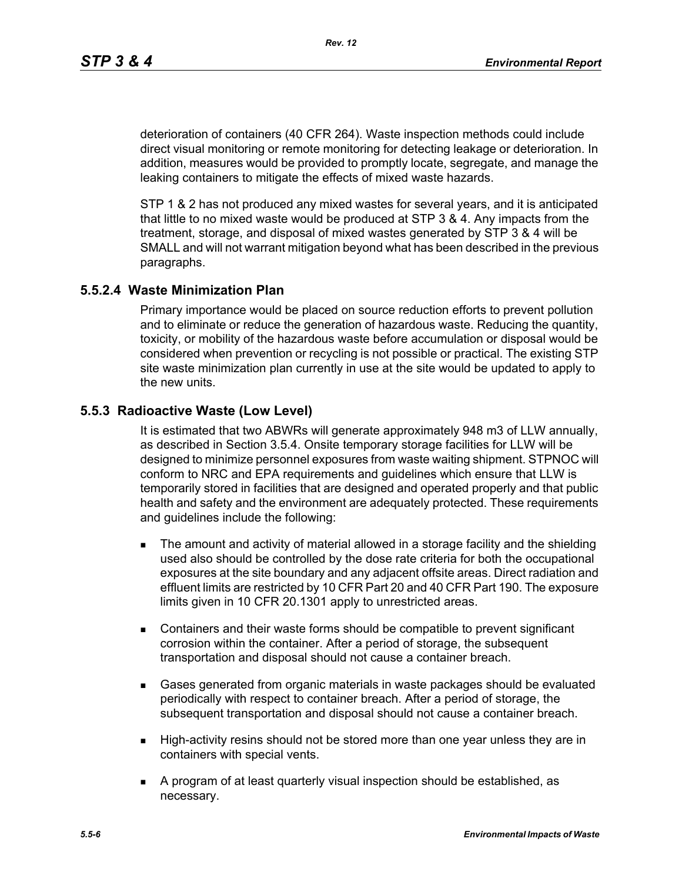deterioration of containers (40 CFR 264). Waste inspection methods could include direct visual monitoring or remote monitoring for detecting leakage or deterioration. In addition, measures would be provided to promptly locate, segregate, and manage the leaking containers to mitigate the effects of mixed waste hazards.

STP 1 & 2 has not produced any mixed wastes for several years, and it is anticipated that little to no mixed waste would be produced at STP 3 & 4. Any impacts from the treatment, storage, and disposal of mixed wastes generated by STP 3 & 4 will be SMALL and will not warrant mitigation beyond what has been described in the previous paragraphs.

### 5.5.2.4 Waste Minimization Plan

Primary importance would be placed on source reduction efforts to prevent pollution and to eliminate or reduce the generation of hazardous waste. Reducing the quantity, toxicity, or mobility of the hazardous waste before accumulation or disposal would be considered when prevention or recycling is not possible or practical. The existing STP site waste minimization plan currently in use at the site would be updated to apply to the new units.

## 5.5.3 Radioactive Waste (Low Level)

It is estimated that two ABWRs will generate approximately 948 m3 of LLW annually, as described in Section 3.5.4. Onsite temporary storage facilities for LLW will be designed to minimize personnel exposures from waste waiting shipment. STPNOC will conform to NRC and EPA requirements and guidelines which ensure that LLW is temporarily stored in facilities that are designed and operated properly and that public health and safety and the environment are adequately protected. These requirements and guidelines include the following:

- The amount and activity of material allowed in a storage facility and the shielding used also should be controlled by the dose rate criteria for both the occupational exposures at the site boundary and any adjacent offsite areas. Direct radiation and effluent limits are restricted by 10 CFR Part 20 and 40 CFR Part 190. The exposure limits given in 10 CFR 20.1301 apply to unrestricted areas.
- Containers and their waste forms should be compatible to prevent significant corrosion within the container. After a period of storage, the subsequent transportation and disposal should not cause a container breach.
- Gases generated from organic materials in waste packages should be evaluated periodically with respect to container breach. After a period of storage, the subsequent transportation and disposal should not cause a container breach.
- High-activity resins should not be stored more than one year unless they are in containers with special vents.
- A program of at least quarterly visual inspection should be established, as necessary.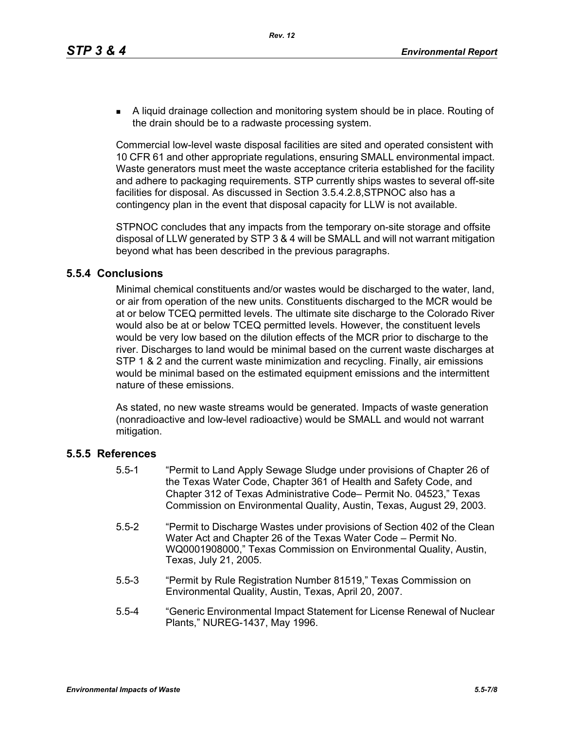- A liquid drainage collection and monitoring system should be in place. Routing of the drain should be to a radwaste processing system.

Commercial low-level waste disposal facilities are sited and operated consistent with 10 CFR 61 and other appropriate regulations, ensuring SMALL environmental impact. Waste generators must meet the waste acceptance criteria established for the facility and adhere to packaging requirements. STP currently ships wastes to several off-site facilities for disposal. As discussed in Section 3.5.4.2.8,STPNOC also has a contingency plan in the event that disposal capacity for LLW is not available.

STPNOC concludes that any impacts from the temporary on-site storage and offsite disposal of LLW generated by STP 3 & 4 will be SMALL and will not warrant mitigation beyond what has been described in the previous paragraphs.

## 5.5.4 Conclusions

Minimal chemical constituents and/or wastes would be discharged to the water, land, or air from operation of the new units. Constituents discharged to the MCR would be at or below TCEQ permitted levels. The ultimate site discharge to the Colorado River would also be at or below TCEQ permitted levels. However, the constituent levels would be very low based on the dilution effects of the MCR prior to discharge to the river. Discharges to land would be minimal based on the current waste discharges at STP 1 & 2 and the current waste minimization and recycling. Finally, air emissions would be minimal based on the estimated equipment emissions and the intermittent nature of these emissions.

As stated, no new waste streams would be generated. Impacts of waste generation (nonradioactive and low-level radioactive) would be SMALL and would not warrant mitigation.

## 5.5.5 References

5.5-1 "Permit to Land Apply Sewage Sludge under provisions of Chapter 26 of the Texas Water Code, Chapter 361 of Health and Safety Code, and Chapter 312 of Texas Administrative Code– Permit No. 04523," Texas Commission on Environmental Quality, Austin, Texas, August 29, 2003.

5.5-2 "Permit to Discharge Wastes under provisions of Section 402 of the Clean Water Act and Chapter 26 of the Texas Water Code – Permit No. WQ0001908000," Texas Commission on Environmental Quality, Austin, Texas, July 21, 2005.

5.5-3 "Permit by Rule Registration Number 81519," Texas Commission on Environmental Quality, Austin, Texas, April 20, 2007.

5.5-4 "Generic Environmental Impact Statement for License Renewal of Nuclear Plants," NUREG-1437, May 1996.